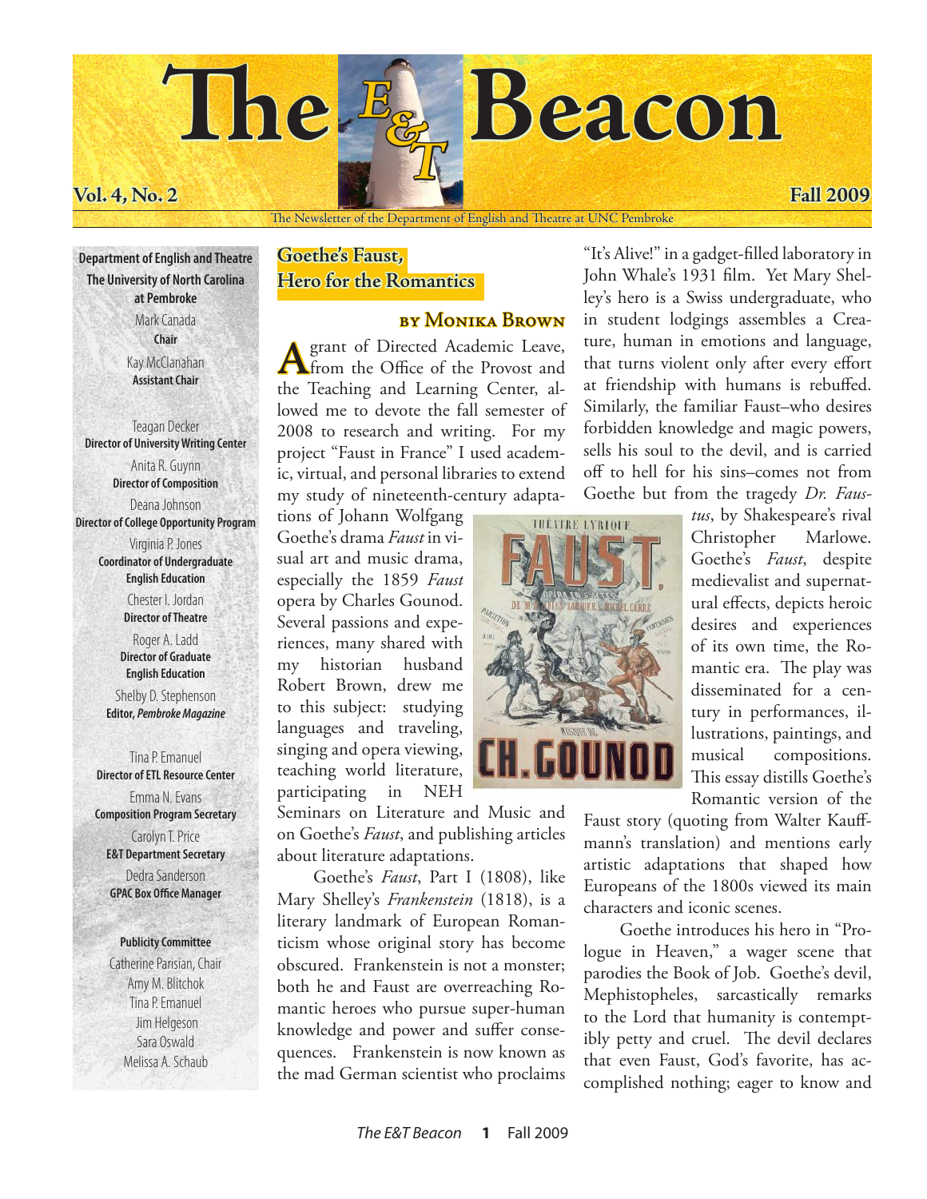# The E&T Beacon

Vol. 4, No. 2 — Fall 2009

The Newsletter of the Department of English and Theatre at UNC Pembroke

**Department of English and Theatre**
**The University of North Carolina at Pembroke**

Mark Canada
**Chair**

Kay McClanahan
**Assistant Chair**

Teagan Decker
**Director of University Writing Center**

Anita R. Guynn
**Director of Composition**

Deana Johnson
**Director of College Opportunity Program**

Virginia P. Jones
**Coordinator of Undergraduate English Education**

Chester I. Jordan
**Director of Theatre**

Roger A. Ladd
**Director of Graduate English Education**

Shelby D. Stephenson
**Editor, *Pembroke Magazine***

Tina P. Emanuel
**Director of ETL Resource Center**

Emma N. Evans
**Composition Program Secretary**

Carolyn T. Price
**E&T Department Secretary**

Dedra Sanderson
**GPAC Box Office Manager**

**Publicity Committee**

Catherine Parisian, Chair
Amy M. Blitchok
Tina P. Emanuel
Jim Helgeson
Sara Oswald
Melissa A. Schaub

## Goethe's Faust, Hero for the Romantics

**by Monika Brown**

A grant of Directed Academic Leave, from the Office of the Provost and the Teaching and Learning Center, allowed me to devote the fall semester of 2008 to research and writing. For my project "Faust in France" I used academic, virtual, and personal libraries to extend my study of nineteenth-century adaptations of Johann Wolfgang Goethe's drama *Faust* in visual art and music drama, especially the 1859 *Faust* opera by Charles Gounod. Several passions and experiences, many shared with my historian husband Robert Brown, drew me to this subject: studying languages and traveling, singing and opera viewing, teaching world literature, participating in NEH Seminars on Literature and Music and on Goethe's *Faust*, and publishing articles about literature adaptations.

Goethe's *Faust*, Part I (1808), like Mary Shelley's *Frankenstein* (1818), is a literary landmark of European Romanticism whose original story has become obscured. Frankenstein is not a monster; both he and Faust are overreaching Romantic heroes who pursue super-human knowledge and power and suffer consequences. Frankenstein is now known as the mad German scientist who proclaims "It's Alive!" in a gadget-filled laboratory in John Whale's 1931 film. Yet Mary Shelley's hero is a Swiss undergraduate, who in student lodgings assembles a Creature, human in emotions and language, that turns violent only after every effort at friendship with humans is rebuffed. Similarly, the familiar Faust–who desires forbidden knowledge and magic powers, sells his soul to the devil, and is carried off to hell for his sins–comes not from Goethe but from the tragedy *Dr. Faustus*, by Shakespeare's rival Christopher Marlowe. Goethe's *Faust*, despite medievalist and supernatural effects, depicts heroic desires and experiences of its own time, the Romantic era. The play was disseminated for a century in performances, illustrations, paintings, and musical compositions. This essay distills Goethe's Romantic version of the Faust story (quoting from Walter Kauffmann's translation) and mentions early artistic adaptations that shaped how Europeans of the 1800s viewed its main characters and iconic scenes.

Goethe introduces his hero in "Prologue in Heaven," a wager scene that parodies the Book of Job. Goethe's devil, Mephistopheles, sarcastically remarks to the Lord that humanity is contemptibly petty and cruel. The devil declares that even Faust, God's favorite, has accomplished nothing; eager to know and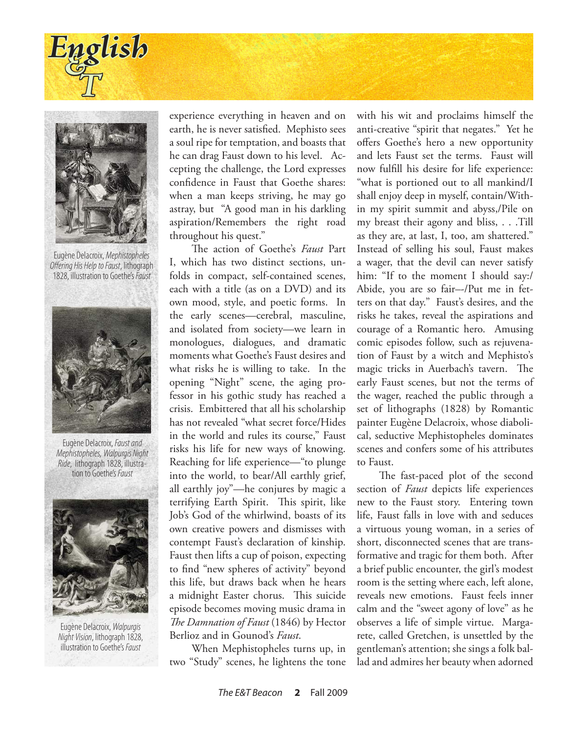Eugène Delacroix, *Mephistopheles Offering His Help to Faust*, lithograph 1828, illustration to Goethe's *Faust*

Eugène Delacroix, *Faust and Mephistopheles, Walpurgis Night Ride*, lithograph 1828, illustration to Goethe's *Faust*

Eugène Delacroix, *Walpurgis Night Vision*, lithograph 1828, illustration to Goethe's *Faust*

experience everything in heaven and on earth, he is never satisfied. Mephisto sees a soul ripe for temptation, and boasts that he can drag Faust down to his level. Accepting the challenge, the Lord expresses confidence in Faust that Goethe shares: when a man keeps striving, he may go astray, but "A good man in his darkling aspiration/Remembers the right road throughout his quest."

The action of Goethe's *Faust* Part I, which has two distinct sections, unfolds in compact, self-contained scenes, each with a title (as on a DVD) and its own mood, style, and poetic forms. In the early scenes—cerebral, masculine, and isolated from society—we learn in monologues, dialogues, and dramatic moments what Goethe's Faust desires and what risks he is willing to take. In the opening "Night" scene, the aging professor in his gothic study has reached a crisis. Embittered that all his scholarship has not revealed "what secret force/Hides in the world and rules its course," Faust risks his life for new ways of knowing. Reaching for life experience—"to plunge into the world, to bear/All earthly grief, all earthly joy"—he conjures by magic a terrifying Earth Spirit. This spirit, like Job's God of the whirlwind, boasts of its own creative powers and dismisses with contempt Faust's declaration of kinship. Faust then lifts a cup of poison, expecting to find "new spheres of activity" beyond this life, but draws back when he hears a midnight Easter chorus. This suicide episode becomes moving music drama in *The Damnation of Faust* (1846) by Hector Berlioz and in Gounod's *Faust*.

When Mephistopheles turns up, in two "Study" scenes, he lightens the tone with his wit and proclaims himself the anti-creative "spirit that negates." Yet he offers Goethe's hero a new opportunity and lets Faust set the terms. Faust will now fulfill his desire for life experience: "what is portioned out to all mankind/I shall enjoy deep in myself, contain/Within my spirit summit and abyss,/Pile on my breast their agony and bliss, . . .Till as they are, at last, I, too, am shattered." Instead of selling his soul, Faust makes a wager, that the devil can never satisfy him: "If to the moment I should say:/ Abide, you are so fair—/Put me in fetters on that day." Faust's desires, and the risks he takes, reveal the aspirations and courage of a Romantic hero. Amusing comic episodes follow, such as rejuvenation of Faust by a witch and Mephisto's magic tricks in Auerbach's tavern. The early Faust scenes, but not the terms of the wager, reached the public through a set of lithographs (1828) by Romantic painter Eugène Delacroix, whose diabolical, seductive Mephistopheles dominates scenes and confers some of his attributes to Faust.

The fast-paced plot of the second section of *Faust* depicts life experiences new to the Faust story. Entering town life, Faust falls in love with and seduces a virtuous young woman, in a series of short, disconnected scenes that are transformative and tragic for them both. After a brief public encounter, the girl's modest room is the setting where each, left alone, reveals new emotions. Faust feels inner calm and the "sweet agony of love" as he observes a life of simple virtue. Margarete, called Gretchen, is unsettled by the gentleman's attention; she sings a folk ballad and admires her beauty when adorned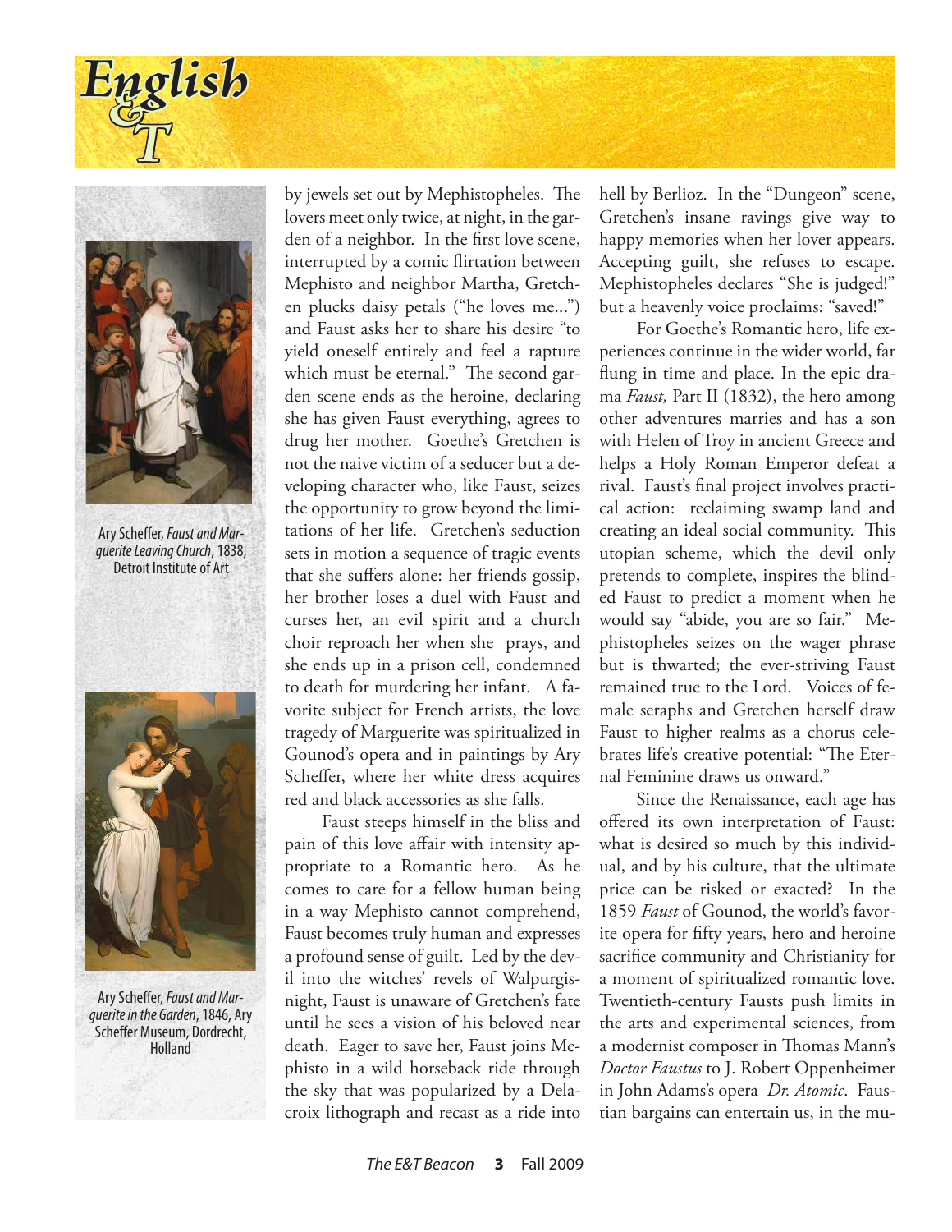Ary Scheffer, *Faust and Marguerite Leaving Church*, 1838, Detroit Institute of Art

Ary Scheffer, *Faust and Marguerite in the Garden*, 1846, Ary Scheffer Museum, Dordrecht, Holland

by jewels set out by Mephistopheles. The lovers meet only twice, at night, in the garden of a neighbor. In the first love scene, interrupted by a comic flirtation between Mephisto and neighbor Martha, Gretchen plucks daisy petals ("he loves me...") and Faust asks her to share his desire "to yield oneself entirely and feel a rapture which must be eternal." The second garden scene ends as the heroine, declaring she has given Faust everything, agrees to drug her mother. Goethe's Gretchen is not the naive victim of a seducer but a developing character who, like Faust, seizes the opportunity to grow beyond the limitations of her life. Gretchen's seduction sets in motion a sequence of tragic events that she suffers alone: her friends gossip, her brother loses a duel with Faust and curses her, an evil spirit and a church choir reproach her when she prays, and she ends up in a prison cell, condemned to death for murdering her infant. A favorite subject for French artists, the love tragedy of Marguerite was spiritualized in Gounod's opera and in paintings by Ary Scheffer, where her white dress acquires red and black accessories as she falls.

Faust steeps himself in the bliss and pain of this love affair with intensity appropriate to a Romantic hero. As he comes to care for a fellow human being in a way Mephisto cannot comprehend, Faust becomes truly human and expresses a profound sense of guilt. Led by the devil into the witches' revels of Walpurgisnight, Faust is unaware of Gretchen's fate until he sees a vision of his beloved near death. Eager to save her, Faust joins Mephisto in a wild horseback ride through the sky that was popularized by a Delacroix lithograph and recast as a ride into hell by Berlioz. In the "Dungeon" scene, Gretchen's insane ravings give way to happy memories when her lover appears. Accepting guilt, she refuses to escape. Mephistopheles declares "She is judged!" but a heavenly voice proclaims: "saved!"

For Goethe's Romantic hero, life experiences continue in the wider world, far flung in time and place. In the epic drama *Faust,* Part II (1832), the hero among other adventures marries and has a son with Helen of Troy in ancient Greece and helps a Holy Roman Emperor defeat a rival. Faust's final project involves practical action: reclaiming swamp land and creating an ideal social community. This utopian scheme, which the devil only pretends to complete, inspires the blinded Faust to predict a moment when he would say "abide, you are so fair." Mephistopheles seizes on the wager phrase but is thwarted; the ever-striving Faust remained true to the Lord. Voices of female seraphs and Gretchen herself draw Faust to higher realms as a chorus celebrates life's creative potential: "The Eternal Feminine draws us onward."

Since the Renaissance, each age has offered its own interpretation of Faust: what is desired so much by this individual, and by his culture, that the ultimate price can be risked or exacted? In the 1859 *Faust* of Gounod, the world's favorite opera for fifty years, hero and heroine sacrifice community and Christianity for a moment of spiritualized romantic love. Twentieth-century Fausts push limits in the arts and experimental sciences, from a modernist composer in Thomas Mann's *Doctor Faustus* to J. Robert Oppenheimer in John Adams's opera *Dr. Atomic*. Faustian bargains can entertain us, in the mu-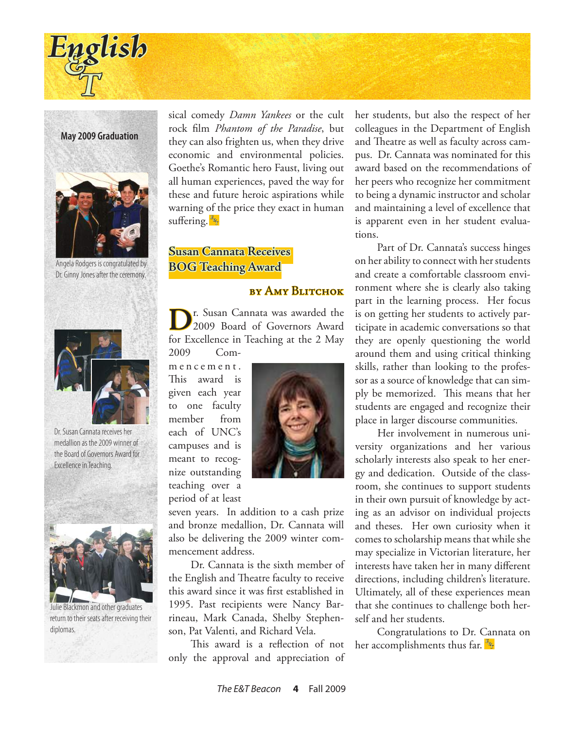## May 2009 Graduation

Angela Rodgers is congratulated by Dr. Ginny Jones after the ceremony.

Dr. Susan Cannata receives her medallion as the 2009 winner of the Board of Governors Award for Excellence in Teaching.

Julie Blackmon and other graduates return to their seats after receiving their diplomas.

sical comedy *Damn Yankees* or the cult rock film *Phantom of the Paradise*, but they can also frighten us, when they drive economic and environmental policies. Goethe's Romantic hero Faust, living out all human experiences, paved the way for these and future heroic aspirations while warning of the price they exact in human suffering.

## Susan Cannata Receives BOG Teaching Award

**by Amy Blitchok**

Dr. Susan Cannata was awarded the 2009 Board of Governors Award for Excellence in Teaching at the 2 May 2009 Commencement. This award is given each year to one faculty member from each of UNC's campuses and is meant to recognize outstanding teaching over a period of at least seven years. In addition to a cash prize and bronze medallion, Dr. Cannata will also be delivering the 2009 winter commencement address.

Dr. Cannata is the sixth member of the English and Theatre faculty to receive this award since it was first established in 1995. Past recipients were Nancy Barrineau, Mark Canada, Shelby Stephenson, Pat Valenti, and Richard Vela.

This award is a reflection of not only the approval and appreciation of her students, but also the respect of her colleagues in the Department of English and Theatre as well as faculty across campus. Dr. Cannata was nominated for this award based on the recommendations of her peers who recognize her commitment to being a dynamic instructor and scholar and maintaining a level of excellence that is apparent even in her student evaluations.

Part of Dr. Cannata's success hinges on her ability to connect with her students and create a comfortable classroom environment where she is clearly also taking part in the learning process. Her focus is on getting her students to actively participate in academic conversations so that they are openly questioning the world around them and using critical thinking skills, rather than looking to the professor as a source of knowledge that can simply be memorized. This means that her students are engaged and recognize their place in larger discourse communities.

Her involvement in numerous university organizations and her various scholarly interests also speak to her energy and dedication. Outside of the classroom, she continues to support students in their own pursuit of knowledge by acting as an advisor on individual projects and theses. Her own curiosity when it comes to scholarship means that while she may specialize in Victorian literature, her interests have taken her in many different directions, including children's literature. Ultimately, all of these experiences mean that she continues to challenge both herself and her students.

Congratulations to Dr. Cannata on her accomplishments thus far.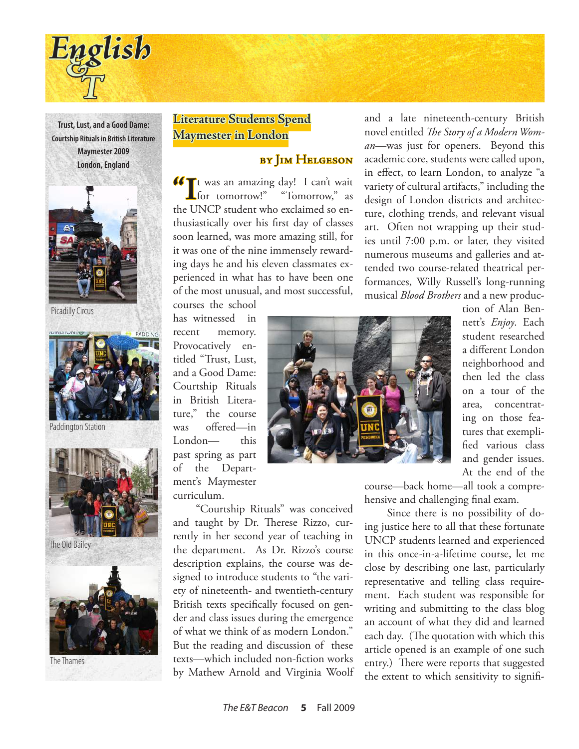# English & T

**Trust, Lust, and a Good Dame: Courtship Rituals in British Literature**
**Maymester 2009**
**London, England**

Picadilly Circus

Paddington Station

The Old Bailey

The Thames

## Literature Students Spend Maymester in London

### by Jim Helgeson

"It was an amazing day! I can't wait for tomorrow!" "Tomorrow," as the UNCP student who exclaimed so enthusiastically over his first day of classes soon learned, was more amazing still, for it was one of the nine immensely rewarding days he and his eleven classmates experienced in what has to have been one of the most unusual, and most successful, courses the school has witnessed in recent memory. Provocatively entitled "Trust, Lust, and a Good Dame: Courtship Rituals in British Literature," the course was offered—in London— this past spring as part of the Department's Maymester curriculum.

"Courtship Rituals" was conceived and taught by Dr. Therese Rizzo, currently in her second year of teaching in the department. As Dr. Rizzo's course description explains, the course was designed to introduce students to "the variety of nineteenth- and twentieth-century British texts specifically focused on gender and class issues during the emergence of what we think of as modern London." But the reading and discussion of these texts—which included non-fiction works by Mathew Arnold and Virginia Woolf and a late nineteenth-century British novel entitled *The Story of a Modern Woman*—was just for openers. Beyond this academic core, students were called upon, in effect, to learn London, to analyze "a variety of cultural artifacts," including the design of London districts and architecture, clothing trends, and relevant visual art. Often not wrapping up their studies until 7:00 p.m. or later, they visited numerous museums and galleries and attended two course-related theatrical performances, Willy Russell's long-running musical *Blood Brothers* and a new production of Alan Bennett's *Enjoy*. Each student researched a different London neighborhood and then led the class on a tour of the area, concentrating on those features that exemplified various class and gender issues. At the end of the course—back home—all took a comprehensive and challenging final exam.

Since there is no possibility of doing justice here to all that these fortunate UNCP students learned and experienced in this once-in-a-lifetime course, let me close by describing one last, particularly representative and telling class requirement. Each student was responsible for writing and submitting to the class blog an account of what they did and learned each day. (The quotation with which this article opened is an example of one such entry.) There were reports that suggested the extent to which sensitivity to signifi-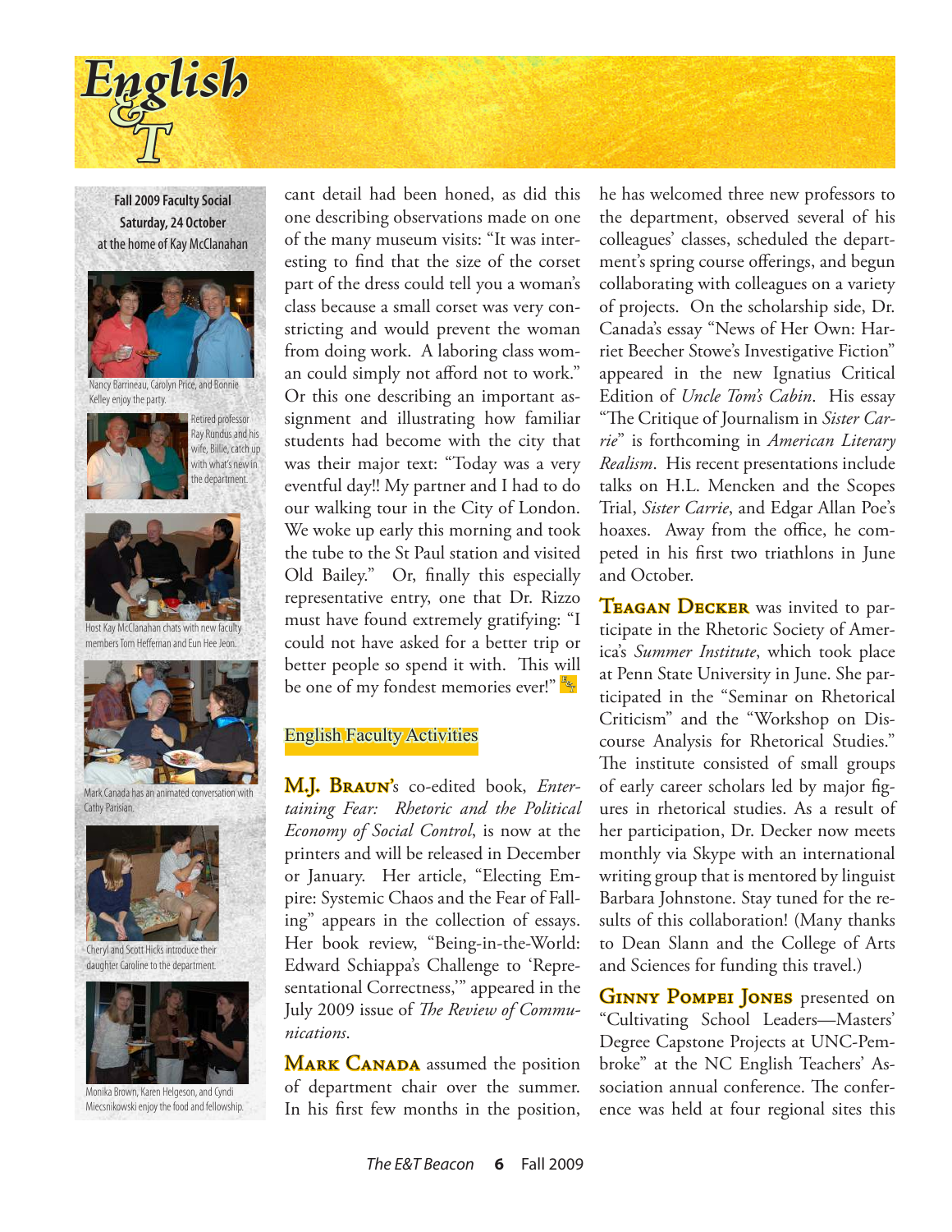**Fall 2009 Faculty Social**
**Saturday, 24 October**
at the home of Kay McClanahan

Nancy Barrineau, Carolyn Price, and Bonnie Kelley enjoy the party.

Retired professor Ray Rundus and his wife, Billie, catch up with what's new in the department.

Host Kay McClanahan chats with new faculty members Tom Heffernan and Eun Hee Jeon.

Mark Canada has an animated conversation with Cathy Parisian.

Cheryl and Scott Hicks introduce their daughter Caroline to the department.

Monika Brown, Karen Helgeson, and Cyndi Miecsnikowski enjoy the food and fellowship.

cant detail had been honed, as did this one describing observations made on one of the many museum visits: "It was interesting to find that the size of the corset part of the dress could tell you a woman's class because a small corset was very constricting and would prevent the woman from doing work. A laboring class woman could simply not afford not to work." Or this one describing an important assignment and illustrating how familiar students had become with the city that was their major text: "Today was a very eventful day!! My partner and I had to do our walking tour in the City of London. We woke up early this morning and took the tube to the St Paul station and visited Old Bailey." Or, finally this especially representative entry, one that Dr. Rizzo must have found extremely gratifying: "I could not have asked for a better trip or better people so spend it with. This will be one of my fondest memories ever!"

## English Faculty Activities

**M.J. Braun**'s co-edited book, *Entertaining Fear: Rhetoric and the Political Economy of Social Control*, is now at the printers and will be released in December or January. Her article, "Electing Empire: Systemic Chaos and the Fear of Falling" appears in the collection of essays. Her book review, "Being-in-the-World: Edward Schiappa's Challenge to 'Representational Correctness,'" appeared in the July 2009 issue of *The Review of Communications*.

**Mark Canada** assumed the position of department chair over the summer. In his first few months in the position, he has welcomed three new professors to the department, observed several of his colleagues' classes, scheduled the department's spring course offerings, and begun collaborating with colleagues on a variety of projects. On the scholarship side, Dr. Canada's essay "News of Her Own: Harriet Beecher Stowe's Investigative Fiction" appeared in the new Ignatius Critical Edition of *Uncle Tom's Cabin*. His essay "The Critique of Journalism in *Sister Carrie*" is forthcoming in *American Literary Realism*. His recent presentations include talks on H.L. Mencken and the Scopes Trial, *Sister Carrie*, and Edgar Allan Poe's hoaxes. Away from the office, he competed in his first two triathlons in June and October.

**Teagan Decker** was invited to participate in the Rhetoric Society of America's *Summer Institute*, which took place at Penn State University in June. She participated in the "Seminar on Rhetorical Criticism" and the "Workshop on Discourse Analysis for Rhetorical Studies." The institute consisted of small groups of early career scholars led by major figures in rhetorical studies. As a result of her participation, Dr. Decker now meets monthly via Skype with an international writing group that is mentored by linguist Barbara Johnstone. Stay tuned for the results of this collaboration! (Many thanks to Dean Slann and the College of Arts and Sciences for funding this travel.)

**Ginny Pompei Jones** presented on "Cultivating School Leaders—Masters' Degree Capstone Projects at UNC-Pembroke" at the NC English Teachers' Association annual conference. The conference was held at four regional sites this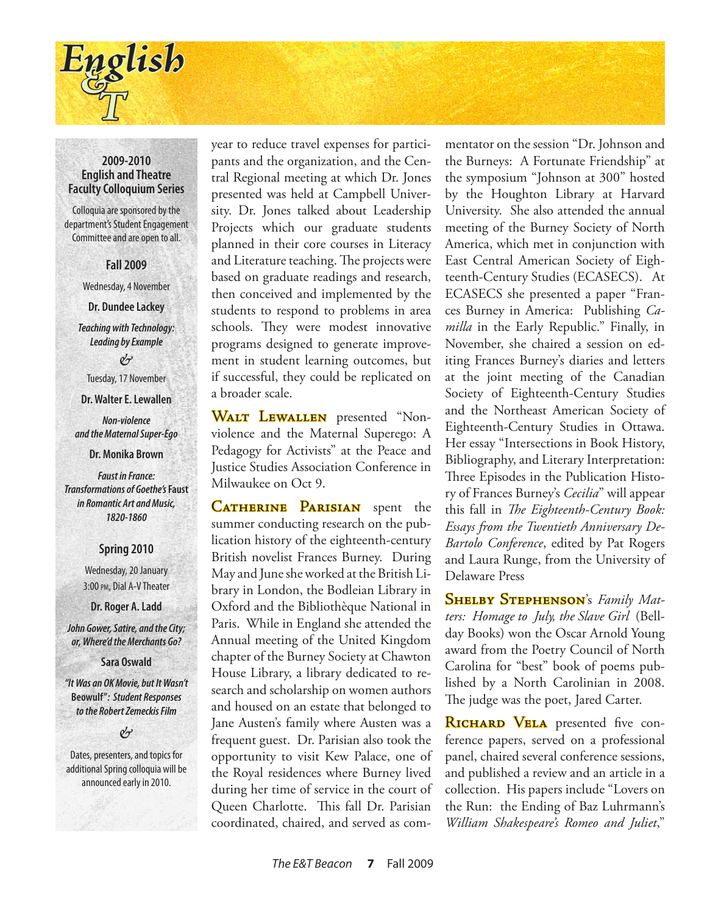## 2009-2010 English and Theatre Faculty Colloquium Series

Colloquia are sponsored by the department's Student Engagement Committee and are open to all.

### Fall 2009

Wednesday, 4 November

**Dr. Dundee Lackey**

*Teaching with Technology: Leading by Example*

&

Tuesday, 17 November

**Dr. Walter E. Lewallen**

*Non-violence and the Maternal Super-Ego*

**Dr. Monika Brown**

*Faust in France: Transformations of Goethe's* Faust *in Romantic Art and Music, 1820-1860*

### Spring 2010

Wednesday, 20 January
3:00 PM, Dial A-V Theater

**Dr. Roger A. Ladd**

*John Gower, Satire, and the City; or, Where'd the Merchants Go?*

**Sara Oswald**

*"It Was an OK Movie, but It Wasn't* Beowulf*": Student Responses to the Robert Zemeckis Film*

&

Dates, presenters, and topics for additional Spring colloquia will be announced early in 2010.

---

year to reduce travel expenses for participants and the organization, and the Central Regional meeting at which Dr. Jones presented was held at Campbell University. Dr. Jones talked about Leadership Projects which our graduate students planned in their core courses in Literacy and Literature teaching. The projects were based on graduate readings and research, then conceived and implemented by the students to respond to problems in area schools. They were modest innovative programs designed to generate improvement in student learning outcomes, but if successful, they could be replicated on a broader scale.

**Walt Lewallen** presented "Non-violence and the Maternal Superego: A Pedagogy for Activists" at the Peace and Justice Studies Association Conference in Milwaukee on Oct 9.

**Catherine Parisian** spent the summer conducting research on the publication history of the eighteenth-century British novelist Frances Burney. During May and June she worked at the British Library in London, the Bodleian Library in Oxford and the Bibliothèque National in Paris. While in England she attended the Annual meeting of the United Kingdom chapter of the Burney Society at Chawton House Library, a library dedicated to research and scholarship on women authors and housed on an estate that belonged to Jane Austen's family where Austen was a frequent guest. Dr. Parisian also took the opportunity to visit Kew Palace, one of the Royal residences where Burney lived during her time of service in the court of Queen Charlotte. This fall Dr. Parisian coordinated, chaired, and served as commentator on the session "Dr. Johnson and the Burneys: A Fortunate Friendship" at the symposium "Johnson at 300" hosted by the Houghton Library at Harvard University. She also attended the annual meeting of the Burney Society of North America, which met in conjunction with East Central American Society of Eighteenth-Century Studies (ECASECS). At ECASECS she presented a paper "Frances Burney in America: Publishing *Camilla* in the Early Republic." Finally, in November, she chaired a session on editing Frances Burney's diaries and letters at the joint meeting of the Canadian Society of Eighteenth-Century Studies and the Northeast American Society of Eighteenth-Century Studies in Ottawa. Her essay "Intersections in Book History, Bibliography, and Literary Interpretation: Three Episodes in the Publication History of Frances Burney's *Cecilia*" will appear this fall in *The Eighteenth-Century Book: Essays from the Twentieth Anniversary DeBartolo Conference*, edited by Pat Rogers and Laura Runge, from the University of Delaware Press

**Shelby Stephenson**'s *Family Matters: Homage to July, the Slave Girl* (Bellday Books) won the Oscar Arnold Young award from the Poetry Council of North Carolina for "best" book of poems published by a North Carolinian in 2008. The judge was the poet, Jared Carter.

**Richard Vela** presented five conference papers, served on a professional panel, chaired several conference sessions, and published a review and an article in a collection. His papers include "Lovers on the Run: the Ending of Baz Luhrmann's *William Shakespeare's Romeo and Juliet*,"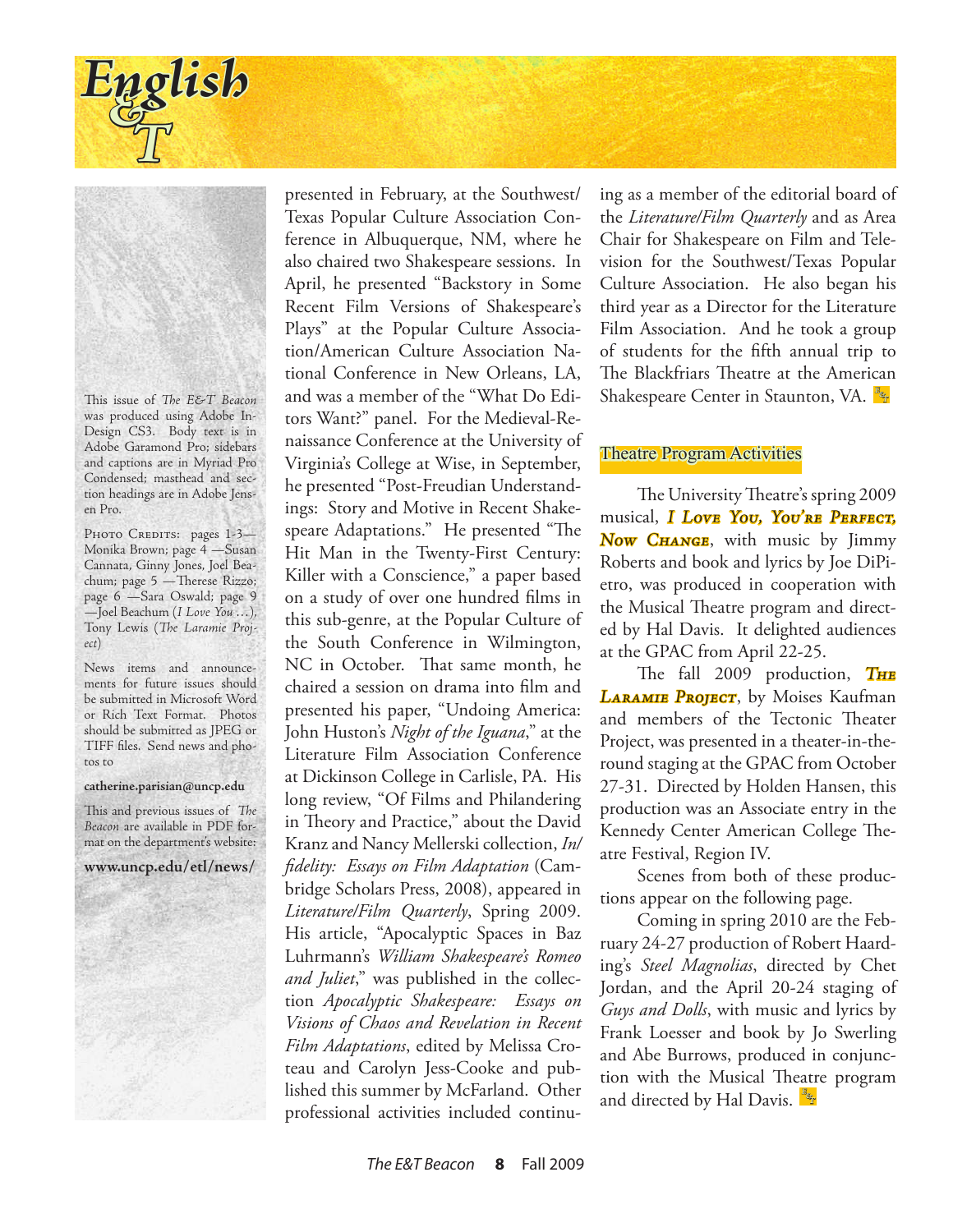presented in February, at the Southwest/Texas Popular Culture Association Conference in Albuquerque, NM, where he also chaired two Shakespeare sessions. In April, he presented "Backstory in Some Recent Film Versions of Shakespeare's Plays" at the Popular Culture Association/American Culture Association National Conference in New Orleans, LA, and was a member of the "What Do Editors Want?" panel. For the Medieval-Renaissance Conference at the University of Virginia's College at Wise, in September, he presented "Post-Freudian Understandings: Story and Motive in Recent Shakespeare Adaptations." He presented "The Hit Man in the Twenty-First Century: Killer with a Conscience," a paper based on a study of over one hundred films in this sub-genre, at the Popular Culture of the South Conference in Wilmington, NC in October. That same month, he chaired a session on drama into film and presented his paper, "Undoing America: John Huston's *Night of the Iguana*," at the Literature Film Association Conference at Dickinson College in Carlisle, PA. His long review, "Of Films and Philandering in Theory and Practice," about the David Kranz and Nancy Mellerski collection, *In/fidelity: Essays on Film Adaptation* (Cambridge Scholars Press, 2008), appeared in *Literature/Film Quarterly*, Spring 2009. His article, "Apocalyptic Spaces in Baz Luhrmann's *William Shakespeare's Romeo and Juliet*," was published in the collection *Apocalyptic Shakespeare: Essays on Visions of Chaos and Revelation in Recent Film Adaptations*, edited by Melissa Croteau and Carolyn Jess-Cooke and published this summer by McFarland. Other professional activities included continuing as a member of the editorial board of the *Literature/Film Quarterly* and as Area Chair for Shakespeare on Film and Television for the Southwest/Texas Popular Culture Association. He also began his third year as a Director for the Literature Film Association. And he took a group of students for the fifth annual trip to The Blackfriars Theatre at the American Shakespeare Center in Staunton, VA.

## Theatre Program Activities

The University Theatre's spring 2009 musical, ***I Love You, You're Perfect, Now Change***, with music by Jimmy Roberts and book and lyrics by Joe DiPietro, was produced in cooperation with the Musical Theatre program and directed by Hal Davis. It delighted audiences at the GPAC from April 22-25.

The fall 2009 production, ***The Laramie Project***, by Moises Kaufman and members of the Tectonic Theater Project, was presented in a theater-in-the-round staging at the GPAC from October 27-31. Directed by Holden Hansen, this production was an Associate entry in the Kennedy Center American College Theatre Festival, Region IV.

Scenes from both of these productions appear on the following page.

Coming in spring 2010 are the February 24-27 production of Robert Haarding's *Steel Magnolias*, directed by Chet Jordan, and the April 20-24 staging of *Guys and Dolls*, with music and lyrics by Frank Loesser and book by Jo Swerling and Abe Burrows, produced in conjunction with the Musical Theatre program and directed by Hal Davis.

---

This issue of *The E&T Beacon* was produced using Adobe InDesign CS3. Body text is in Adobe Garamond Pro; sidebars and captions are in Myriad Pro Condensed; masthead and section headings are in Adobe Jensen Pro.

Photo Credits: pages 1-3—Monika Brown; page 4 —Susan Cannata, Ginny Jones, Joel Beachum; page 5 —Therese Rizzo; page 6 —Sara Oswald; page 9 —Joel Beachum (*I Love You …*), Tony Lewis (*The Laramie Project*)

News items and announcements for future issues should be submitted in Microsoft Word or Rich Text Format. Photos should be submitted as JPEG or TIFF files. Send news and photos to

**catherine.parisian@uncp.edu**

This and previous issues of *The Beacon* are available in PDF format on the department's website:

**www.uncp.edu/etl/news/**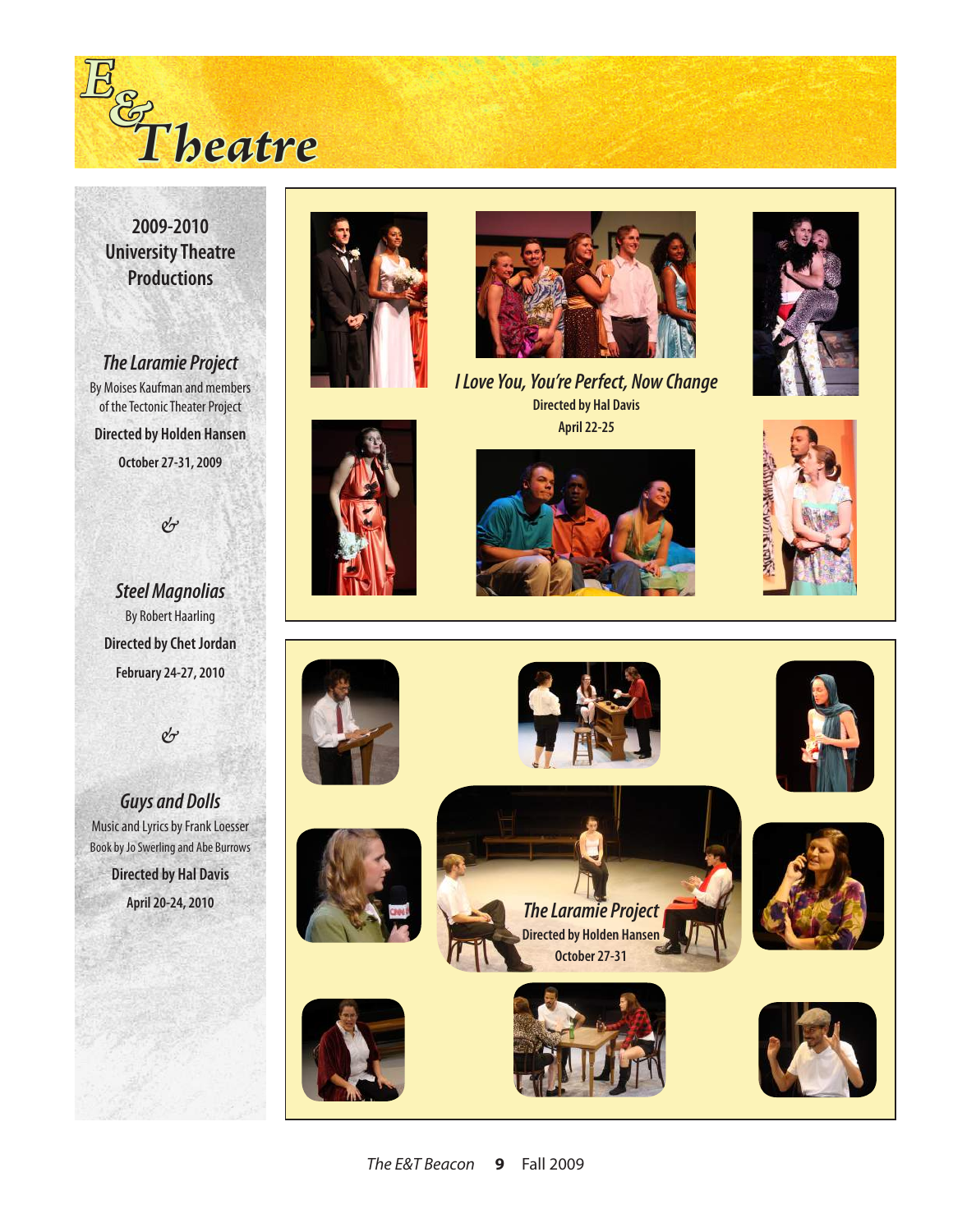# E & Theatre

## 2009-2010 University Theatre Productions

***The Laramie Project***

By Moises Kaufman and members of the Tectonic Theater Project

**Directed by Holden Hansen**

**October 27-31, 2009**

&

***Steel Magnolias***

By Robert Haarling

**Directed by Chet Jordan**

**February 24-27, 2010**

&

***Guys and Dolls***

Music and Lyrics by Frank Loesser

Book by Jo Swerling and Abe Burrows

**Directed by Hal Davis**

**April 20-24, 2010**

***I Love You, You're Perfect, Now Change***

**Directed by Hal Davis**

**April 22-25**

***The Laramie Project***

**Directed by Holden Hansen**

**October 27-31**

*The E&T Beacon* **9** Fall 2009